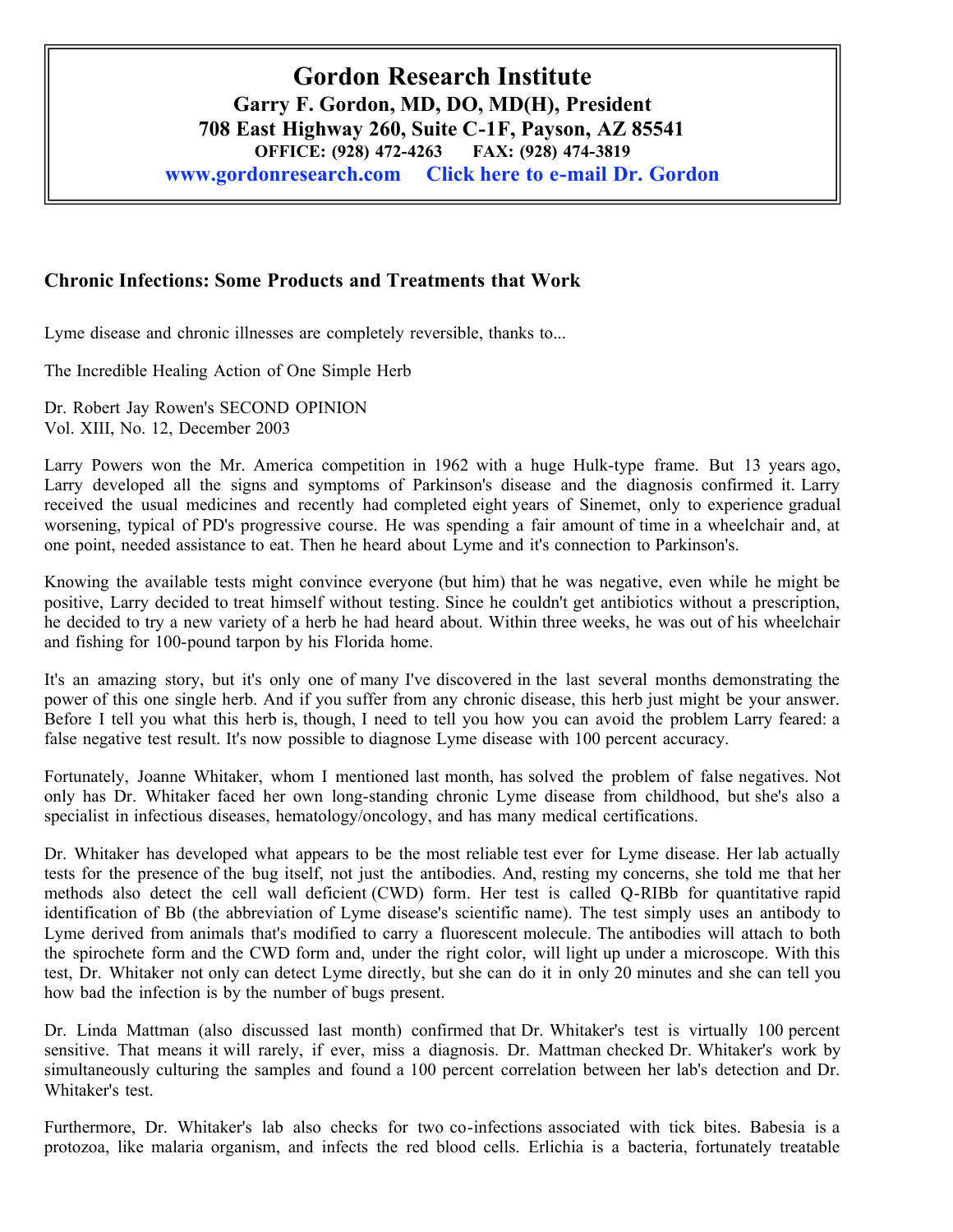# Gordon Research Institute

**Garry F. Gordon, MD, DO, MD(H), President**
**708 East Highway 260, Suite C-1F, Payson, AZ 85541**
**OFFICE: (928) 472-4263 FAX: (928) 474-3819**
**www.gordonresearch.com Click here to e-mail Dr. Gordon**

## Chronic Infections: Some Products and Treatments that Work

Lyme disease and chronic illnesses are completely reversible, thanks to...

The Incredible Healing Action of One Simple Herb

Dr. Robert Jay Rowen's SECOND OPINION
Vol. XIII, No. 12, December 2003

Larry Powers won the Mr. America competition in 1962 with a huge Hulk-type frame. But 13 years ago, Larry developed all the signs and symptoms of Parkinson's disease and the diagnosis confirmed it. Larry received the usual medicines and recently had completed eight years of Sinemet, only to experience gradual worsening, typical of PD's progressive course. He was spending a fair amount of time in a wheelchair and, at one point, needed assistance to eat. Then he heard about Lyme and it's connection to Parkinson's.

Knowing the available tests might convince everyone (but him) that he was negative, even while he might be positive, Larry decided to treat himself without testing. Since he couldn't get antibiotics without a prescription, he decided to try a new variety of a herb he had heard about. Within three weeks, he was out of his wheelchair and fishing for 100-pound tarpon by his Florida home.

It's an amazing story, but it's only one of many I've discovered in the last several months demonstrating the power of this one single herb. And if you suffer from any chronic disease, this herb just might be your answer. Before I tell you what this herb is, though, I need to tell you how you can avoid the problem Larry feared: a false negative test result. It's now possible to diagnose Lyme disease with 100 percent accuracy.

Fortunately, Joanne Whitaker, whom I mentioned last month, has solved the problem of false negatives. Not only has Dr. Whitaker faced her own long-standing chronic Lyme disease from childhood, but she's also a specialist in infectious diseases, hematology/oncology, and has many medical certifications.

Dr. Whitaker has developed what appears to be the most reliable test ever for Lyme disease. Her lab actually tests for the presence of the bug itself, not just the antibodies. And, resting my concerns, she told me that her methods also detect the cell wall deficient (CWD) form. Her test is called Q-RIBb for quantitative rapid identification of Bb (the abbreviation of Lyme disease's scientific name). The test simply uses an antibody to Lyme derived from animals that's modified to carry a fluorescent molecule. The antibodies will attach to both the spirochete form and the CWD form and, under the right color, will light up under a microscope. With this test, Dr. Whitaker not only can detect Lyme directly, but she can do it in only 20 minutes and she can tell you how bad the infection is by the number of bugs present.

Dr. Linda Mattman (also discussed last month) confirmed that Dr. Whitaker's test is virtually 100 percent sensitive. That means it will rarely, if ever, miss a diagnosis. Dr. Mattman checked Dr. Whitaker's work by simultaneously culturing the samples and found a 100 percent correlation between her lab's detection and Dr. Whitaker's test.

Furthermore, Dr. Whitaker's lab also checks for two co-infections associated with tick bites. Babesia is a protozoa, like malaria organism, and infects the red blood cells. Erlichia is a bacteria, fortunately treatable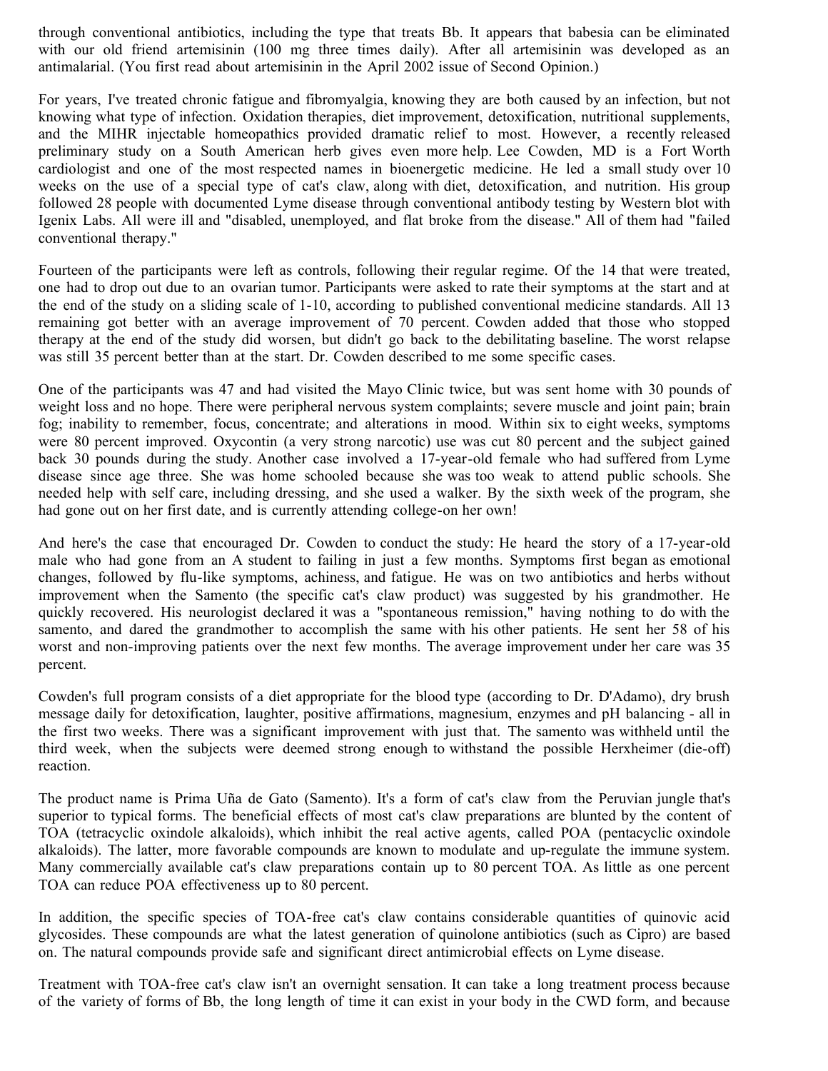through conventional antibiotics, including the type that treats Bb. It appears that babesia can be eliminated with our old friend artemisinin (100 mg three times daily). After all artemisinin was developed as an antimalarial. (You first read about artemisinin in the April 2002 issue of Second Opinion.)

For years, I've treated chronic fatigue and fibromyalgia, knowing they are both caused by an infection, but not knowing what type of infection. Oxidation therapies, diet improvement, detoxification, nutritional supplements, and the MIHR injectable homeopathics provided dramatic relief to most. However, a recently released preliminary study on a South American herb gives even more help. Lee Cowden, MD is a Fort Worth cardiologist and one of the most respected names in bioenergetic medicine. He led a small study over 10 weeks on the use of a special type of cat's claw, along with diet, detoxification, and nutrition. His group followed 28 people with documented Lyme disease through conventional antibody testing by Western blot with Igenix Labs. All were ill and "disabled, unemployed, and flat broke from the disease." All of them had "failed conventional therapy."

Fourteen of the participants were left as controls, following their regular regime. Of the 14 that were treated, one had to drop out due to an ovarian tumor. Participants were asked to rate their symptoms at the start and at the end of the study on a sliding scale of 1-10, according to published conventional medicine standards. All 13 remaining got better with an average improvement of 70 percent. Cowden added that those who stopped therapy at the end of the study did worsen, but didn't go back to the debilitating baseline. The worst relapse was still 35 percent better than at the start. Dr. Cowden described to me some specific cases.

One of the participants was 47 and had visited the Mayo Clinic twice, but was sent home with 30 pounds of weight loss and no hope. There were peripheral nervous system complaints; severe muscle and joint pain; brain fog; inability to remember, focus, concentrate; and alterations in mood. Within six to eight weeks, symptoms were 80 percent improved. Oxycontin (a very strong narcotic) use was cut 80 percent and the subject gained back 30 pounds during the study. Another case involved a 17-year-old female who had suffered from Lyme disease since age three. She was home schooled because she was too weak to attend public schools. She needed help with self care, including dressing, and she used a walker. By the sixth week of the program, she had gone out on her first date, and is currently attending college-on her own!

And here's the case that encouraged Dr. Cowden to conduct the study: He heard the story of a 17-year-old male who had gone from an A student to failing in just a few months. Symptoms first began as emotional changes, followed by flu-like symptoms, achiness, and fatigue. He was on two antibiotics and herbs without improvement when the Samento (the specific cat's claw product) was suggested by his grandmother. He quickly recovered. His neurologist declared it was a "spontaneous remission," having nothing to do with the samento, and dared the grandmother to accomplish the same with his other patients. He sent her 58 of his worst and non-improving patients over the next few months. The average improvement under her care was 35 percent.

Cowden's full program consists of a diet appropriate for the blood type (according to Dr. D'Adamo), dry brush message daily for detoxification, laughter, positive affirmations, magnesium, enzymes and pH balancing - all in the first two weeks. There was a significant improvement with just that. The samento was withheld until the third week, when the subjects were deemed strong enough to withstand the possible Herxheimer (die-off) reaction.

The product name is Prima Uña de Gato (Samento). It's a form of cat's claw from the Peruvian jungle that's superior to typical forms. The beneficial effects of most cat's claw preparations are blunted by the content of TOA (tetracyclic oxindole alkaloids), which inhibit the real active agents, called POA (pentacyclic oxindole alkaloids). The latter, more favorable compounds are known to modulate and up-regulate the immune system. Many commercially available cat's claw preparations contain up to 80 percent TOA. As little as one percent TOA can reduce POA effectiveness up to 80 percent.

In addition, the specific species of TOA-free cat's claw contains considerable quantities of quinovic acid glycosides. These compounds are what the latest generation of quinolone antibiotics (such as Cipro) are based on. The natural compounds provide safe and significant direct antimicrobial effects on Lyme disease.

Treatment with TOA-free cat's claw isn't an overnight sensation. It can take a long treatment process because of the variety of forms of Bb, the long length of time it can exist in your body in the CWD form, and because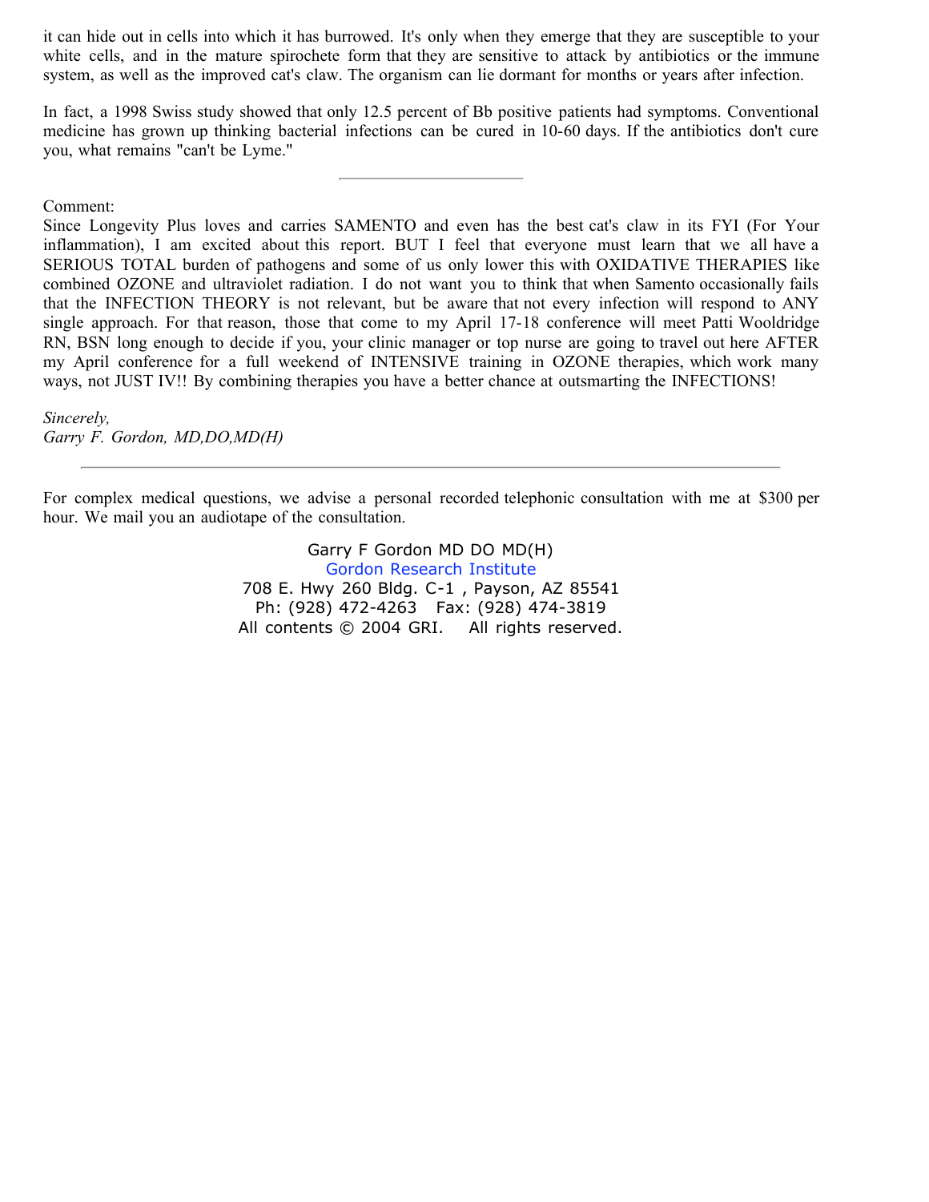it can hide out in cells into which it has burrowed. It's only when they emerge that they are susceptible to your white cells, and in the mature spirochete form that they are sensitive to attack by antibiotics or the immune system, as well as the improved cat's claw. The organism can lie dormant for months or years after infection.

In fact, a 1998 Swiss study showed that only 12.5 percent of Bb positive patients had symptoms. Conventional medicine has grown up thinking bacterial infections can be cured in 10-60 days. If the antibiotics don't cure you, what remains "can't be Lyme."

---

Comment:
Since Longevity Plus loves and carries SAMENTO and even has the best cat's claw in its FYI (For Your inflammation), I am excited about this report. BUT I feel that everyone must learn that we all have a SERIOUS TOTAL burden of pathogens and some of us only lower this with OXIDATIVE THERAPIES like combined OZONE and ultraviolet radiation. I do not want you to think that when Samento occasionally fails that the INFECTION THEORY is not relevant, but be aware that not every infection will respond to ANY single approach. For that reason, those that come to my April 17-18 conference will meet Patti Wooldridge RN, BSN long enough to decide if you, your clinic manager or top nurse are going to travel out here AFTER my April conference for a full weekend of INTENSIVE training in OZONE therapies, which work many ways, not JUST IV!! By combining therapies you have a better chance at outsmarting the INFECTIONS!

*Sincerely,*
*Garry F. Gordon, MD,DO,MD(H)*

---

For complex medical questions, we advise a personal recorded telephonic consultation with me at $300 per hour. We mail you an audiotape of the consultation.

Garry F Gordon MD DO MD(H)
Gordon Research Institute
708 E. Hwy 260 Bldg. C-1 , Payson, AZ 85541
Ph: (928) 472-4263 Fax: (928) 474-3819
All contents © 2004 GRI. All rights reserved.